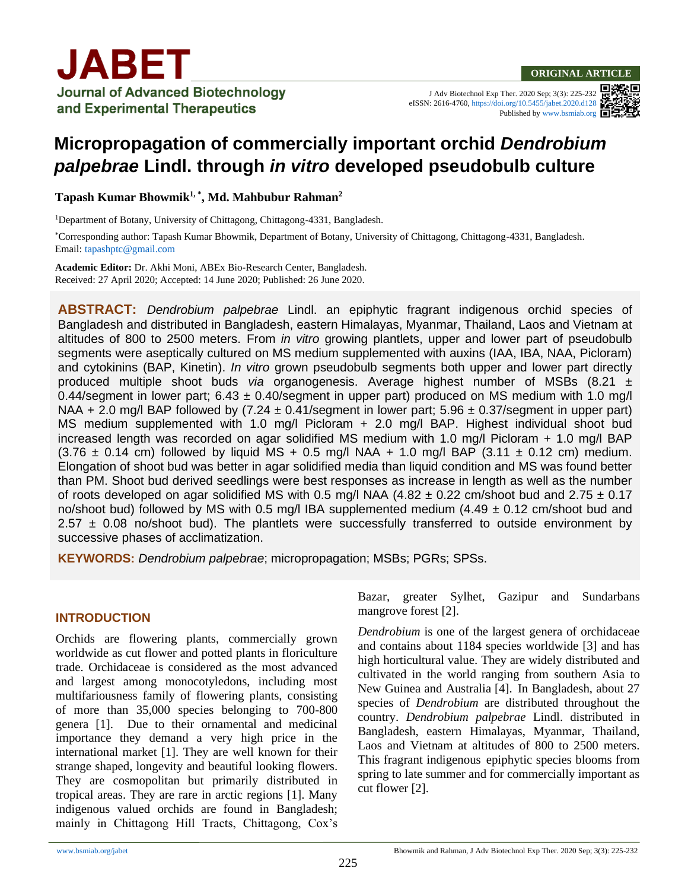**ORIGINAL ARTICLE**

# Micropropagation of commercially important orchid *Dendrobium palpebrae* Lindl. through *in vitro* developed pseudobulb culture

**Tapash Kumar Bhowmik[1,*], Md. Mahbubur Rahman[2]**

[1]Department of Botany, University of Chittagong, Chittagong-4331, Bangladesh.

[*]Corresponding author: Tapash Kumar Bhowmik, Department of Botany, University of Chittagong, Chittagong-4331, Bangladesh. Email: tapashptc@gmail.com

**Academic Editor:** Dr. Akhi Moni, ABEx Bio-Research Center, Bangladesh.
Received: 27 April 2020; Accepted: 14 June 2020; Published: 26 June 2020.

**ABSTRACT:** *Dendrobium palpebrae* Lindl. an epiphytic fragrant indigenous orchid species of Bangladesh and distributed in Bangladesh, eastern Himalayas, Myanmar, Thailand, Laos and Vietnam at altitudes of 800 to 2500 meters. From *in vitro* growing plantlets, upper and lower part of pseudobulb segments were aseptically cultured on MS medium supplemented with auxins (IAA, IBA, NAA, Picloram) and cytokinins (BAP, Kinetin). *In vitro* grown pseudobulb segments both upper and lower part directly produced multiple shoot buds *via* organogenesis. Average highest number of MSBs (8.21 ± 0.44/segment in lower part; 6.43 ± 0.40/segment in upper part) produced on MS medium with 1.0 mg/l NAA + 2.0 mg/l BAP followed by (7.24 ± 0.41/segment in lower part; 5.96 ± 0.37/segment in upper part) MS medium supplemented with 1.0 mg/l Picloram + 2.0 mg/l BAP. Highest individual shoot bud increased length was recorded on agar solidified MS medium with 1.0 mg/l Picloram + 1.0 mg/l BAP (3.76 ± 0.14 cm) followed by liquid MS + 0.5 mg/l NAA + 1.0 mg/l BAP (3.11 ± 0.12 cm) medium. Elongation of shoot bud was better in agar solidified media than liquid condition and MS was found better than PM. Shoot bud derived seedlings were best responses as increase in length as well as the number of roots developed on agar solidified MS with 0.5 mg/l NAA (4.82 ± 0.22 cm/shoot bud and 2.75 ± 0.17 no/shoot bud) followed by MS with 0.5 mg/l IBA supplemented medium (4.49 ± 0.12 cm/shoot bud and 2.57 ± 0.08 no/shoot bud). The plantlets were successfully transferred to outside environment by successive phases of acclimatization.

**KEYWORDS:** *Dendrobium palpebrae*; micropropagation; MSBs; PGRs; SPSs.

## INTRODUCTION

Orchids are flowering plants, commercially grown worldwide as cut flower and potted plants in floriculture trade. Orchidaceae is considered as the most advanced and largest among monocotyledons, including most multifariousness family of flowering plants, consisting of more than 35,000 species belonging to 700-800 genera [1]. Due to their ornamental and medicinal importance they demand a very high price in the international market [1]. They are well known for their strange shaped, longevity and beautiful looking flowers. They are cosmopolitan but primarily distributed in tropical areas. They are rare in arctic regions [1]. Many indigenous valued orchids are found in Bangladesh; mainly in Chittagong Hill Tracts, Chittagong, Cox's Bazar, greater Sylhet, Gazipur and Sundarbans mangrove forest [2].

*Dendrobium* is one of the largest genera of orchidaceae and contains about 1184 species worldwide [3] and has high horticultural value. They are widely distributed and cultivated in the world ranging from southern Asia to New Guinea and Australia [4]. In Bangladesh, about 27 species of *Dendrobium* are distributed throughout the country. *Dendrobium palpebrae* Lindl. distributed in Bangladesh, eastern Himalayas, Myanmar, Thailand, Laos and Vietnam at altitudes of 800 to 2500 meters. This fragrant indigenous epiphytic species blooms from spring to late summer and for commercially important as cut flower [2].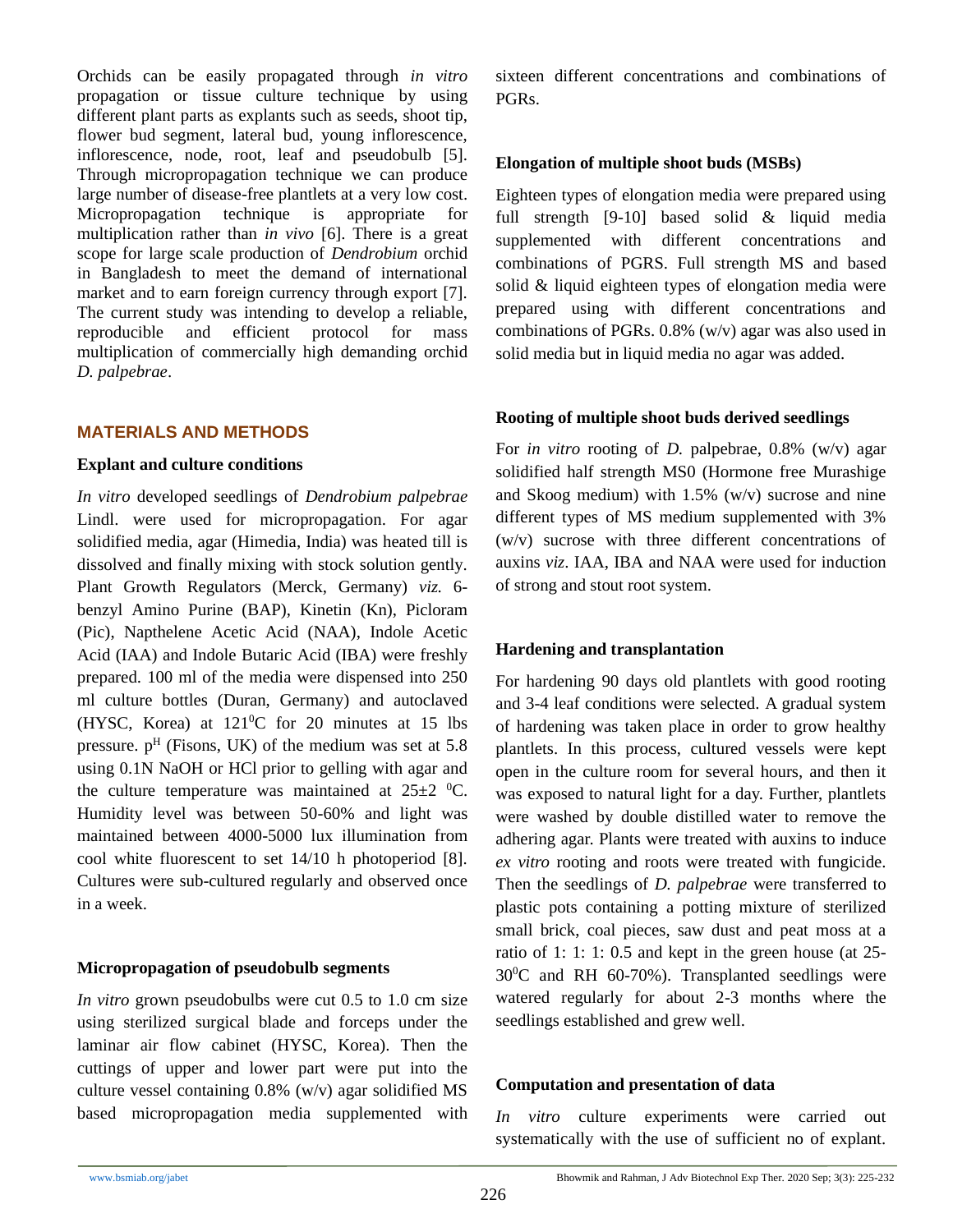Orchids can be easily propagated through *in vitro* propagation or tissue culture technique by using different plant parts as explants such as seeds, shoot tip, flower bud segment, lateral bud, young inflorescence, inflorescence, node, root, leaf and pseudobulb [5]. Through micropropagation technique we can produce large number of disease-free plantlets at a very low cost. Micropropagation technique is appropriate for multiplication rather than *in vivo* [6]. There is a great scope for large scale production of *Dendrobium* orchid in Bangladesh to meet the demand of international market and to earn foreign currency through export [7]. The current study was intending to develop a reliable, reproducible and efficient protocol for mass multiplication of commercially high demanding orchid *D. palpebrae*.

## MATERIALS AND METHODS

### Explant and culture conditions

*In vitro* developed seedlings of *Dendrobium palpebrae* Lindl. were used for micropropagation. For agar solidified media, agar (Himedia, India) was heated till is dissolved and finally mixing with stock solution gently. Plant Growth Regulators (Merck, Germany) *viz.* 6-benzyl Amino Purine (BAP), Kinetin (Kn), Picloram (Pic), Napthelene Acetic Acid (NAA), Indole Acetic Acid (IAA) and Indole Butaric Acid (IBA) were freshly prepared. 100 ml of the media were dispensed into 250 ml culture bottles (Duran, Germany) and autoclaved (HYSC, Korea) at $121^0$C for 20 minutes at 15 lbs pressure. $p^H$ (Fisons, UK) of the medium was set at 5.8 using 0.1N NaOH or HCl prior to gelling with agar and the culture temperature was maintained at $25\pm2$ $^0$C. Humidity level was between 50-60% and light was maintained between 4000-5000 lux illumination from cool white fluorescent to set 14/10 h photoperiod [8]. Cultures were sub-cultured regularly and observed once in a week.

### Micropropagation of pseudobulb segments

*In vitro* grown pseudobulbs were cut 0.5 to 1.0 cm size using sterilized surgical blade and forceps under the laminar air flow cabinet (HYSC, Korea). Then the cuttings of upper and lower part were put into the culture vessel containing 0.8% (w/v) agar solidified MS based micropropagation media supplemented with sixteen different concentrations and combinations of PGRs.

### Elongation of multiple shoot buds (MSBs)

Eighteen types of elongation media were prepared using full strength [9-10] based solid & liquid media supplemented with different concentrations and combinations of PGRS. Full strength MS and based solid & liquid eighteen types of elongation media were prepared using with different concentrations and combinations of PGRs. 0.8% (w/v) agar was also used in solid media but in liquid media no agar was added.

### Rooting of multiple shoot buds derived seedlings

For *in vitro* rooting of *D.* palpebrae, 0.8% (w/v) agar solidified half strength MS0 (Hormone free Murashige and Skoog medium) with 1.5% (w/v) sucrose and nine different types of MS medium supplemented with 3% (w/v) sucrose with three different concentrations of auxins *viz*. IAA, IBA and NAA were used for induction of strong and stout root system.

### Hardening and transplantation

For hardening 90 days old plantlets with good rooting and 3-4 leaf conditions were selected. A gradual system of hardening was taken place in order to grow healthy plantlets. In this process, cultured vessels were kept open in the culture room for several hours, and then it was exposed to natural light for a day. Further, plantlets were washed by double distilled water to remove the adhering agar. Plants were treated with auxins to induce *ex vitro* rooting and roots were treated with fungicide. Then the seedlings of *D. palpebrae* were transferred to plastic pots containing a potting mixture of sterilized small brick, coal pieces, saw dust and peat moss at a ratio of 1: 1: 1: 0.5 and kept in the green house (at 25-$30^0$C and RH 60-70%). Transplanted seedlings were watered regularly for about 2-3 months where the seedlings established and grew well.

### Computation and presentation of data

*In vitro* culture experiments were carried out systematically with the use of sufficient no of explant.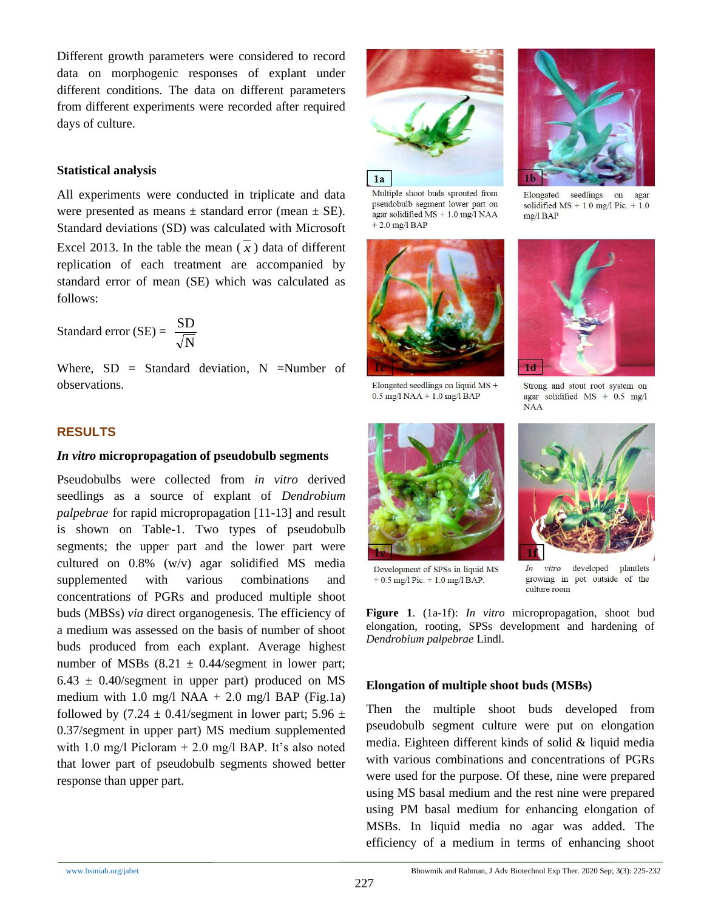Different growth parameters were considered to record data on morphogenic responses of explant under different conditions. The data on different parameters from different experiments were recorded after required days of culture.

### Statistical analysis

All experiments were conducted in triplicate and data were presented as means ± standard error (mean ± SE). Standard deviations (SD) was calculated with Microsoft Excel 2013. In the table the mean ( $\bar{x}$ ) data of different replication of each treatment are accompanied by standard error of mean (SE) which was calculated as follows:

$$\text{Standard error (SE)} = \frac{SD}{\sqrt{N}}$$

Where, SD = Standard deviation, N =Number of observations.

## RESULTS

### *In vitro* micropropagation of pseudobulb segments

Pseudobulbs were collected from *in vitro* derived seedlings as a source of explant of *Dendrobium palpebrae* for rapid micropropagation [11-13] and result is shown on Table-1. Two types of pseudobulb segments; the upper part and the lower part were cultured on 0.8% (w/v) agar solidified MS media supplemented with various combinations and concentrations of PGRs and produced multiple shoot buds (MBSs) *via* direct organogenesis. The efficiency of a medium was assessed on the basis of number of shoot buds produced from each explant. Average highest number of MSBs (8.21 ± 0.44/segment in lower part; 6.43 ± 0.40/segment in upper part) produced on MS medium with 1.0 mg/l NAA + 2.0 mg/l BAP (Fig.1a) followed by (7.24 ± 0.41/segment in lower part; 5.96 ± 0.37/segment in upper part) MS medium supplemented with 1.0 mg/l Picloram + 2.0 mg/l BAP. It's also noted that lower part of pseudobulb segments showed better response than upper part.

1a: Multiple shoot buds sprouted from pseudobulb segment lower part on agar solidified MS + 1.0 mg/l NAA + 2.0 mg/l BAP

1b: Elongated seedlings on agar solidified MS + 1.0 mg/l Pic. + 1.0 mg/l BAP

1c: Elongated seedlings on liquid MS + 0.5 mg/l NAA + 1.0 mg/l BAP

1d: Strong and stout root system on agar solidified MS + 0.5 mg/l NAA

1e: Development of SPSs in liquid MS + 0.5 mg/l Pic. + 1.0 mg/l BAP.

1f: *In vitro* developed plantlets growing in pot outside of the culture room

**Figure 1**. (1a-1f): *In vitro* micropropagation, shoot bud elongation, rooting, SPSs development and hardening of *Dendrobium palpebrae* Lindl.

### Elongation of multiple shoot buds (MSBs)

Then the multiple shoot buds developed from pseudobulb segment culture were put on elongation media. Eighteen different kinds of solid & liquid media with various combinations and concentrations of PGRs were used for the purpose. Of these, nine were prepared using MS basal medium and the rest nine were prepared using PM basal medium for enhancing elongation of MSBs. In liquid media no agar was added. The efficiency of a medium in terms of enhancing shoot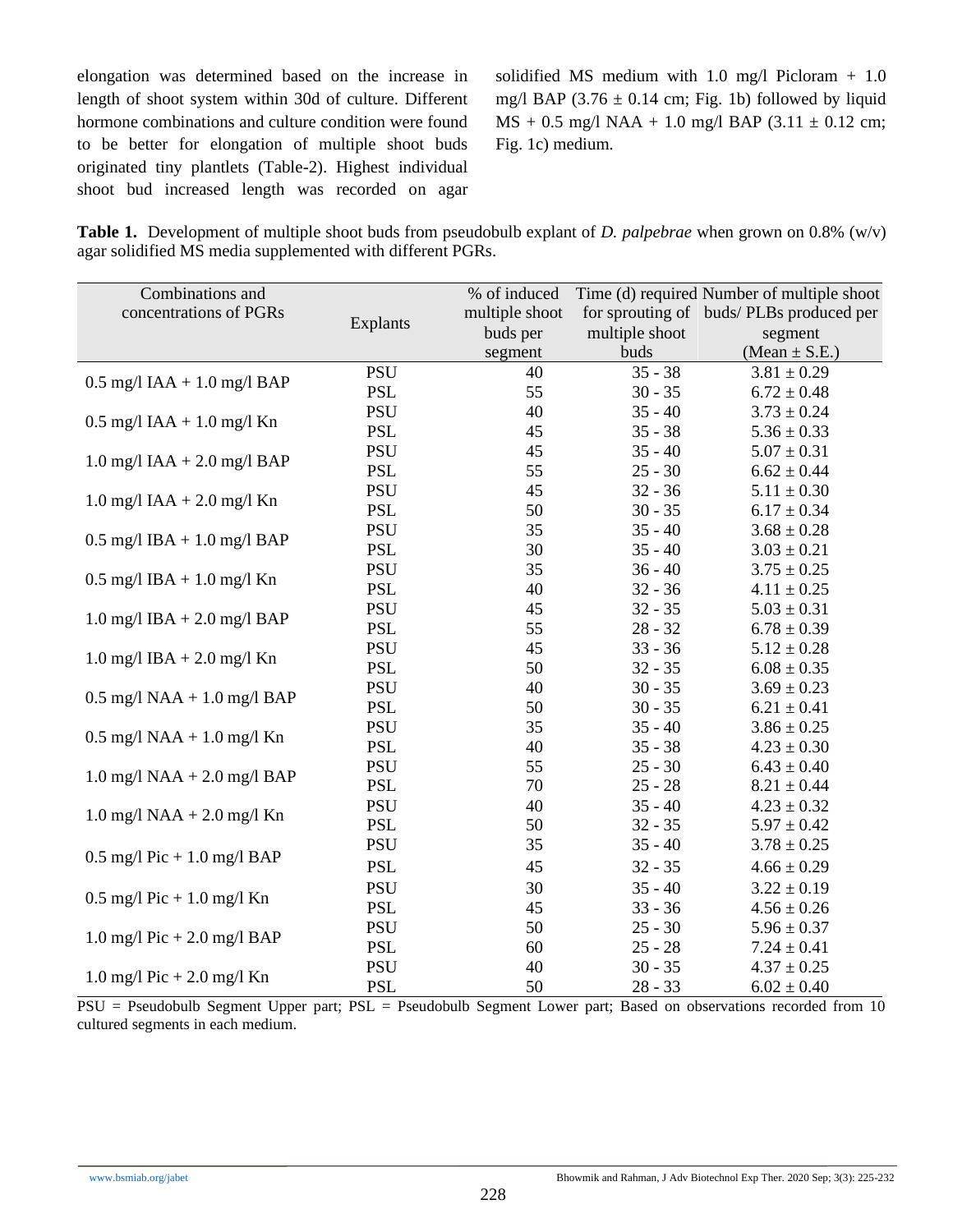elongation was determined based on the increase in length of shoot system within 30d of culture. Different hormone combinations and culture condition were found to be better for elongation of multiple shoot buds originated tiny plantlets (Table-2). Highest individual shoot bud increased length was recorded on agar solidified MS medium with 1.0 mg/l Picloram + 1.0 mg/l BAP (3.76 ± 0.14 cm; Fig. 1b) followed by liquid MS + 0.5 mg/l NAA + 1.0 mg/l BAP (3.11 ± 0.12 cm; Fig. 1c) medium.

**Table 1.** Development of multiple shoot buds from pseudobulb explant of *D. palpebrae* when grown on 0.8% (w/v) agar solidified MS media supplemented with different PGRs.

| Combinations and concentrations of PGRs | Explants | % of induced multiple shoot buds per segment | Time (d) required for sprouting of multiple shoot buds | Number of multiple shoot buds/ PLBs produced per segment (Mean ± S.E.) |
|---|---|---|---|---|
| 0.5 mg/l IAA + 1.0 mg/l BAP | PSU | 40 | 35 - 38 | 3.81 ± 0.29 |
| | PSL | 55 | 30 - 35 | 6.72 ± 0.48 |
| 0.5 mg/l IAA + 1.0 mg/l Kn | PSU | 40 | 35 - 40 | 3.73 ± 0.24 |
| | PSL | 45 | 35 - 38 | 5.36 ± 0.33 |
| 1.0 mg/l IAA + 2.0 mg/l BAP | PSU | 45 | 35 - 40 | 5.07 ± 0.31 |
| | PSL | 55 | 25 - 30 | 6.62 ± 0.44 |
| 1.0 mg/l IAA + 2.0 mg/l Kn | PSU | 45 | 32 - 36 | 5.11 ± 0.30 |
| | PSL | 50 | 30 - 35 | 6.17 ± 0.34 |
| 0.5 mg/l IBA + 1.0 mg/l BAP | PSU | 35 | 35 - 40 | 3.68 ± 0.28 |
| | PSL | 30 | 35 - 40 | 3.03 ± 0.21 |
| 0.5 mg/l IBA + 1.0 mg/l Kn | PSU | 35 | 36 - 40 | 3.75 ± 0.25 |
| | PSL | 40 | 32 - 36 | 4.11 ± 0.25 |
| 1.0 mg/l IBA + 2.0 mg/l BAP | PSU | 45 | 32 - 35 | 5.03 ± 0.31 |
| | PSL | 55 | 28 - 32 | 6.78 ± 0.39 |
| 1.0 mg/l IBA + 2.0 mg/l Kn | PSU | 45 | 33 - 36 | 5.12 ± 0.28 |
| | PSL | 50 | 32 - 35 | 6.08 ± 0.35 |
| 0.5 mg/l NAA + 1.0 mg/l BAP | PSU | 40 | 30 - 35 | 3.69 ± 0.23 |
| | PSL | 50 | 30 - 35 | 6.21 ± 0.41 |
| 0.5 mg/l NAA + 1.0 mg/l Kn | PSU | 35 | 35 - 40 | 3.86 ± 0.25 |
| | PSL | 40 | 35 - 38 | 4.23 ± 0.30 |
| 1.0 mg/l NAA + 2.0 mg/l BAP | PSU | 55 | 25 - 30 | 6.43 ± 0.40 |
| | PSL | 70 | 25 - 28 | 8.21 ± 0.44 |
| 1.0 mg/l NAA + 2.0 mg/l Kn | PSU | 40 | 35 - 40 | 4.23 ± 0.32 |
| | PSL | 50 | 32 - 35 | 5.97 ± 0.42 |
| 0.5 mg/l Pic + 1.0 mg/l BAP | PSU | 35 | 35 - 40 | 3.78 ± 0.25 |
| | PSL | 45 | 32 - 35 | 4.66 ± 0.29 |
| 0.5 mg/l Pic + 1.0 mg/l Kn | PSU | 30 | 35 - 40 | 3.22 ± 0.19 |
| | PSL | 45 | 33 - 36 | 4.56 ± 0.26 |
| 1.0 mg/l Pic + 2.0 mg/l BAP | PSU | 50 | 25 - 30 | 5.96 ± 0.37 |
| | PSL | 60 | 25 - 28 | 7.24 ± 0.41 |
| 1.0 mg/l Pic + 2.0 mg/l Kn | PSU | 40 | 30 - 35 | 4.37 ± 0.25 |
| | PSL | 50 | 28 - 33 | 6.02 ± 0.40 |

PSU = Pseudobulb Segment Upper part; PSL = Pseudobulb Segment Lower part; Based on observations recorded from 10 cultured segments in each medium.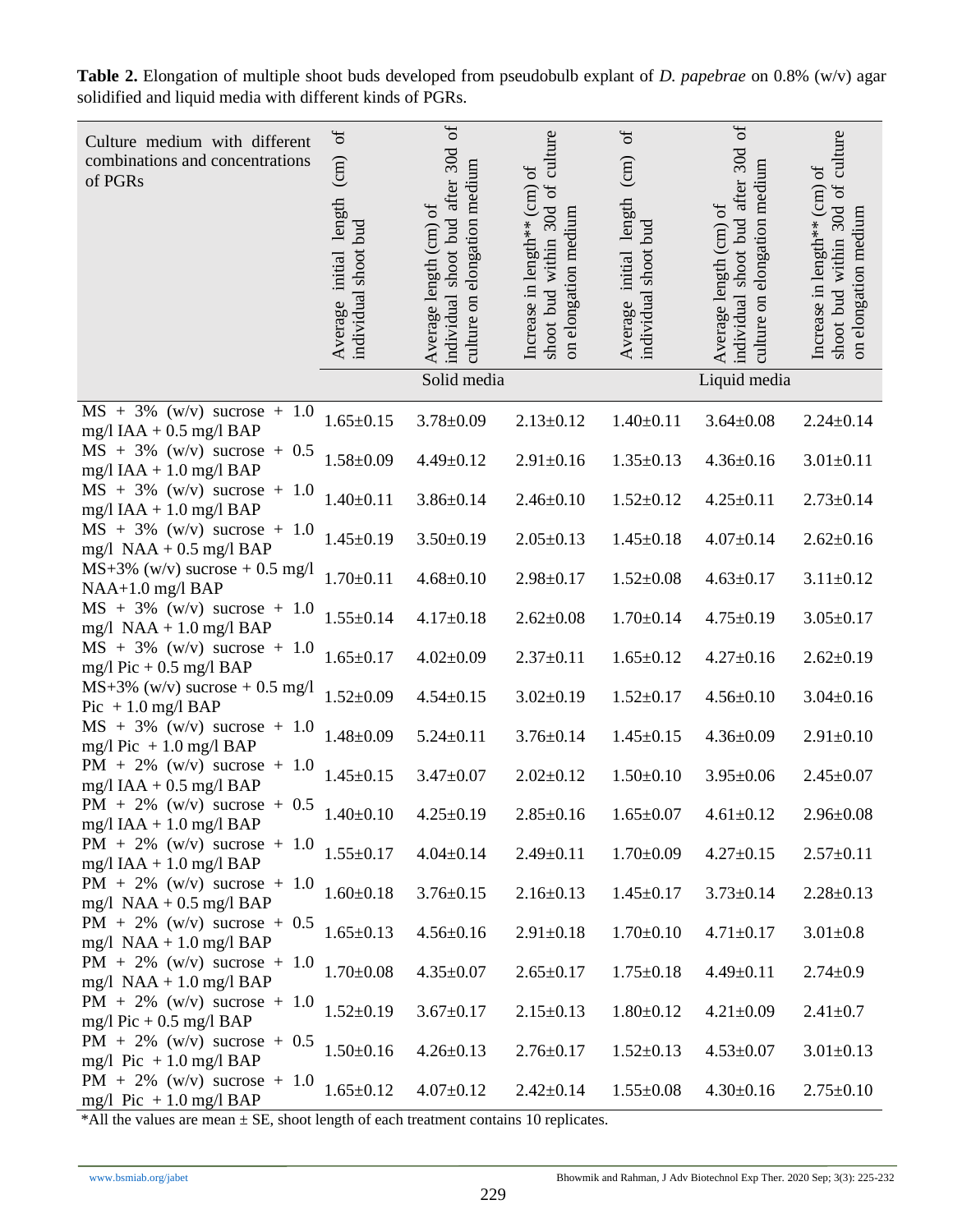**Table 2.** Elongation of multiple shoot buds developed from pseudobulb explant of *D. papebrae* on 0.8% (w/v) agar solidified and liquid media with different kinds of PGRs.

| Culture medium with different combinations and concentrations of PGRs | Average initial length (cm) of individual shoot bud | Average length (cm) of individual shoot bud after 30d of culture on elongation medium | Increase in length** (cm) of shoot bud within 30d of culture on elongation medium | Average initial length (cm) of individual shoot bud | Average length (cm) of individual shoot bud after 30d of culture on elongation medium | Increase in length** (cm) of shoot bud within 30d of culture on elongation medium |
|---|---|---|---|---|---|---|
| | Solid media | | | Liquid media | | |
| MS + 3% (w/v) sucrose + 1.0 mg/l IAA + 0.5 mg/l BAP | 1.65±0.15 | 3.78±0.09 | 2.13±0.12 | 1.40±0.11 | 3.64±0.08 | 2.24±0.14 |
| MS + 3% (w/v) sucrose + 0.5 mg/l IAA + 1.0 mg/l BAP | 1.58±0.09 | 4.49±0.12 | 2.91±0.16 | 1.35±0.13 | 4.36±0.16 | 3.01±0.11 |
| MS + 3% (w/v) sucrose + 1.0 mg/l IAA + 1.0 mg/l BAP | 1.40±0.11 | 3.86±0.14 | 2.46±0.10 | 1.52±0.12 | 4.25±0.11 | 2.73±0.14 |
| MS + 3% (w/v) sucrose + 1.0 mg/l NAA + 0.5 mg/l BAP | 1.45±0.19 | 3.50±0.19 | 2.05±0.13 | 1.45±0.18 | 4.07±0.14 | 2.62±0.16 |
| MS+3% (w/v) sucrose + 0.5 mg/l NAA+1.0 mg/l BAP | 1.70±0.11 | 4.68±0.10 | 2.98±0.17 | 1.52±0.08 | 4.63±0.17 | 3.11±0.12 |
| MS + 3% (w/v) sucrose + 1.0 mg/l NAA + 1.0 mg/l BAP | 1.55±0.14 | 4.17±0.18 | 2.62±0.08 | 1.70±0.14 | 4.75±0.19 | 3.05±0.17 |
| MS + 3% (w/v) sucrose + 1.0 mg/l Pic + 0.5 mg/l BAP | 1.65±0.17 | 4.02±0.09 | 2.37±0.11 | 1.65±0.12 | 4.27±0.16 | 2.62±0.19 |
| MS+3% (w/v) sucrose + 0.5 mg/l Pic + 1.0 mg/l BAP | 1.52±0.09 | 4.54±0.15 | 3.02±0.19 | 1.52±0.17 | 4.56±0.10 | 3.04±0.16 |
| MS + 3% (w/v) sucrose + 1.0 mg/l Pic + 1.0 mg/l BAP | 1.48±0.09 | 5.24±0.11 | 3.76±0.14 | 1.45±0.15 | 4.36±0.09 | 2.91±0.10 |
| PM + 2% (w/v) sucrose + 1.0 mg/l IAA + 0.5 mg/l BAP | 1.45±0.15 | 3.47±0.07 | 2.02±0.12 | 1.50±0.10 | 3.95±0.06 | 2.45±0.07 |
| PM + 2% (w/v) sucrose + 0.5 mg/l IAA + 1.0 mg/l BAP | 1.40±0.10 | 4.25±0.19 | 2.85±0.16 | 1.65±0.07 | 4.61±0.12 | 2.96±0.08 |
| PM + 2% (w/v) sucrose + 1.0 mg/l IAA + 1.0 mg/l BAP | 1.55±0.17 | 4.04±0.14 | 2.49±0.11 | 1.70±0.09 | 4.27±0.15 | 2.57±0.11 |
| PM + 2% (w/v) sucrose + 1.0 mg/l NAA + 0.5 mg/l BAP | 1.60±0.18 | 3.76±0.15 | 2.16±0.13 | 1.45±0.17 | 3.73±0.14 | 2.28±0.13 |
| PM + 2% (w/v) sucrose + 0.5 mg/l NAA + 1.0 mg/l BAP | 1.65±0.13 | 4.56±0.16 | 2.91±0.18 | 1.70±0.10 | 4.71±0.17 | 3.01±0.8 |
| PM + 2% (w/v) sucrose + 1.0 mg/l NAA + 1.0 mg/l BAP | 1.70±0.08 | 4.35±0.07 | 2.65±0.17 | 1.75±0.18 | 4.49±0.11 | 2.74±0.9 |
| PM + 2% (w/v) sucrose + 1.0 mg/l Pic + 0.5 mg/l BAP | 1.52±0.19 | 3.67±0.17 | 2.15±0.13 | 1.80±0.12 | 4.21±0.09 | 2.41±0.7 |
| PM + 2% (w/v) sucrose + 0.5 mg/l Pic + 1.0 mg/l BAP | 1.50±0.16 | 4.26±0.13 | 2.76±0.17 | 1.52±0.13 | 4.53±0.07 | 3.01±0.13 |
| PM + 2% (w/v) sucrose + 1.0 mg/l Pic + 1.0 mg/l BAP | 1.65±0.12 | 4.07±0.12 | 2.42±0.14 | 1.55±0.08 | 4.30±0.16 | 2.75±0.10 |

*All the values are mean ± SE, shoot length of each treatment contains 10 replicates.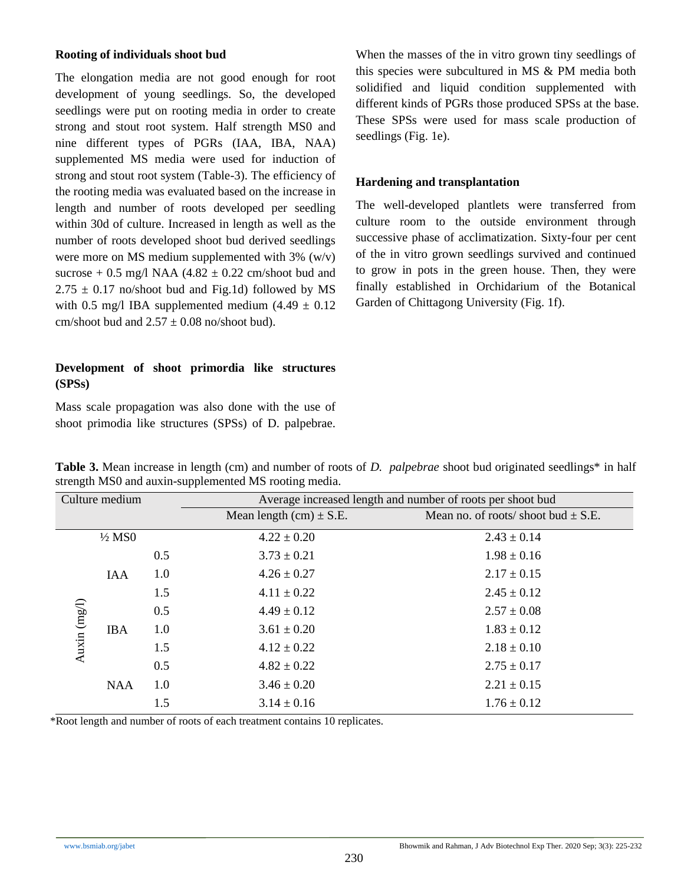### Rooting of individuals shoot bud

The elongation media are not good enough for root development of young seedlings. So, the developed seedlings were put on rooting media in order to create strong and stout root system. Half strength MS0 and nine different types of PGRs (IAA, IBA, NAA) supplemented MS media were used for induction of strong and stout root system (Table-3). The efficiency of the rooting media was evaluated based on the increase in length and number of roots developed per seedling within 30d of culture. Increased in length as well as the number of roots developed shoot bud derived seedlings were more on MS medium supplemented with 3% (w/v) sucrose + 0.5 mg/l NAA (4.82 ± 0.22 cm/shoot bud and 2.75 ± 0.17 no/shoot bud and Fig.1d) followed by MS with 0.5 mg/l IBA supplemented medium (4.49 ± 0.12 cm/shoot bud and 2.57 ± 0.08 no/shoot bud).

### Development of shoot primordia like structures (SPSs)

Mass scale propagation was also done with the use of shoot primodia like structures (SPSs) of D. palpebrae. When the masses of the in vitro grown tiny seedlings of this species were subcultured in MS & PM media both solidified and liquid condition supplemented with different kinds of PGRs those produced SPSs at the base. These SPSs were used for mass scale production of seedlings (Fig. 1e).

### Hardening and transplantation

The well-developed plantlets were transferred from culture room to the outside environment through successive phase of acclimatization. Sixty-four per cent of the in vitro grown seedlings survived and continued to grow in pots in the green house. Then, they were finally established in Orchidarium of the Botanical Garden of Chittagong University (Fig. 1f).

**Table 3.** Mean increase in length (cm) and number of roots of *D. palpebrae* shoot bud originated seedlings* in half strength MS0 and auxin-supplemented MS rooting media.

| Culture medium | | | Average increased length and number of roots per shoot bud | |
|---|---|---|---|---|
| | | | Mean length (cm) ± S.E. | Mean no. of roots/ shoot bud ± S.E. |
| ½ MS0 | | | 4.22 ± 0.20 | 2.43 ± 0.14 |
| Auxin (mg/l) | IAA | 0.5 | 3.73 ± 0.21 | 1.98 ± 0.16 |
| | | 1.0 | 4.26 ± 0.27 | 2.17 ± 0.15 |
| | | 1.5 | 4.11 ± 0.22 | 2.45 ± 0.12 |
| | IBA | 0.5 | 4.49 ± 0.12 | 2.57 ± 0.08 |
| | | 1.0 | 3.61 ± 0.20 | 1.83 ± 0.12 |
| | | 1.5 | 4.12 ± 0.22 | 2.18 ± 0.10 |
| | NAA | 0.5 | 4.82 ± 0.22 | 2.75 ± 0.17 |
| | | 1.0 | 3.46 ± 0.20 | 2.21 ± 0.15 |
| | | 1.5 | 3.14 ± 0.16 | 1.76 ± 0.12 |

*Root length and number of roots of each treatment contains 10 replicates.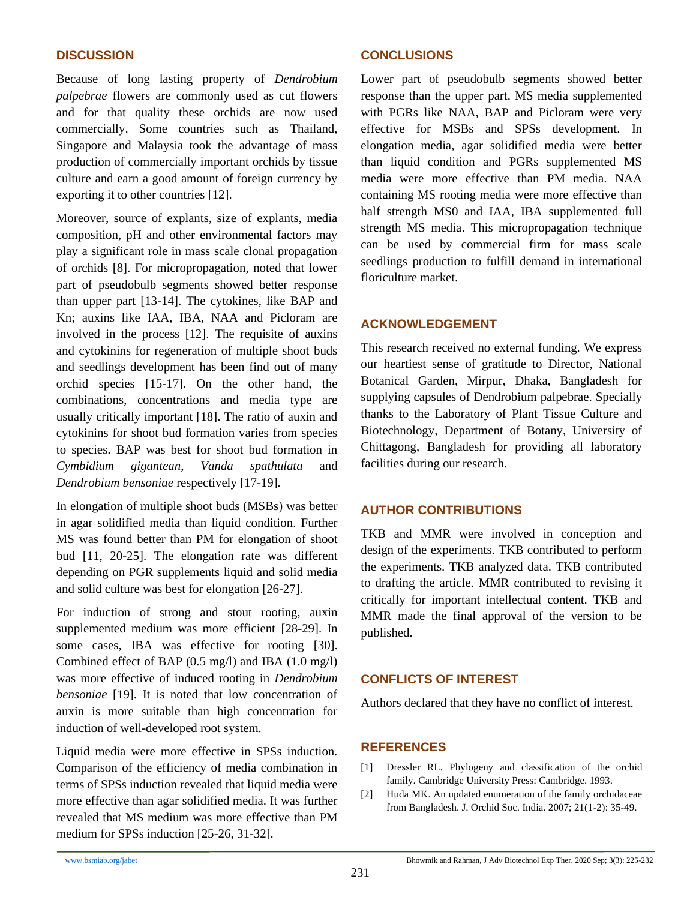## DISCUSSION

Because of long lasting property of *Dendrobium palpebrae* flowers are commonly used as cut flowers and for that quality these orchids are now used commercially. Some countries such as Thailand, Singapore and Malaysia took the advantage of mass production of commercially important orchids by tissue culture and earn a good amount of foreign currency by exporting it to other countries [12].

Moreover, source of explants, size of explants, media composition, pH and other environmental factors may play a significant role in mass scale clonal propagation of orchids [8]. For micropropagation, noted that lower part of pseudobulb segments showed better response than upper part [13-14]. The cytokines, like BAP and Kn; auxins like IAA, IBA, NAA and Picloram are involved in the process [12]. The requisite of auxins and cytokinins for regeneration of multiple shoot buds and seedlings development has been find out of many orchid species [15-17]. On the other hand, the combinations, concentrations and media type are usually critically important [18]. The ratio of auxin and cytokinins for shoot bud formation varies from species to species. BAP was best for shoot bud formation in *Cymbidium gigantean*, *Vanda spathulata* and *Dendrobium bensoniae* respectively [17-19].

In elongation of multiple shoot buds (MSBs) was better in agar solidified media than liquid condition. Further MS was found better than PM for elongation of shoot bud [11, 20-25]. The elongation rate was different depending on PGR supplements liquid and solid media and solid culture was best for elongation [26-27].

For induction of strong and stout rooting, auxin supplemented medium was more efficient [28-29]. In some cases, IBA was effective for rooting [30]. Combined effect of BAP (0.5 mg/l) and IBA (1.0 mg/l) was more effective of induced rooting in *Dendrobium bensoniae* [19]. It is noted that low concentration of auxin is more suitable than high concentration for induction of well-developed root system.

Liquid media were more effective in SPSs induction. Comparison of the efficiency of media combination in terms of SPSs induction revealed that liquid media were more effective than agar solidified media. It was further revealed that MS medium was more effective than PM medium for SPSs induction [25-26, 31-32].

## CONCLUSIONS

Lower part of pseudobulb segments showed better response than the upper part. MS media supplemented with PGRs like NAA, BAP and Picloram were very effective for MSBs and SPSs development. In elongation media, agar solidified media were better than liquid condition and PGRs supplemented MS media were more effective than PM media. NAA containing MS rooting media were more effective than half strength MS0 and IAA, IBA supplemented full strength MS media. This micropropagation technique can be used by commercial firm for mass scale seedlings production to fulfill demand in international floriculture market.

## ACKNOWLEDGEMENT

This research received no external funding. We express our heartiest sense of gratitude to Director, National Botanical Garden, Mirpur, Dhaka, Bangladesh for supplying capsules of Dendrobium palpebrae. Specially thanks to the Laboratory of Plant Tissue Culture and Biotechnology, Department of Botany, University of Chittagong, Bangladesh for providing all laboratory facilities during our research.

## AUTHOR CONTRIBUTIONS

TKB and MMR were involved in conception and design of the experiments. TKB contributed to perform the experiments. TKB analyzed data. TKB contributed to drafting the article. MMR contributed to revising it critically for important intellectual content. TKB and MMR made the final approval of the version to be published.

## CONFLICTS OF INTEREST

Authors declared that they have no conflict of interest.

## REFERENCES

[1] Dressler RL. Phylogeny and classification of the orchid family. Cambridge University Press: Cambridge. 1993.

[2] Huda MK. An updated enumeration of the family orchidaceae from Bangladesh. J. Orchid Soc. India. 2007; 21(1-2): 35-49.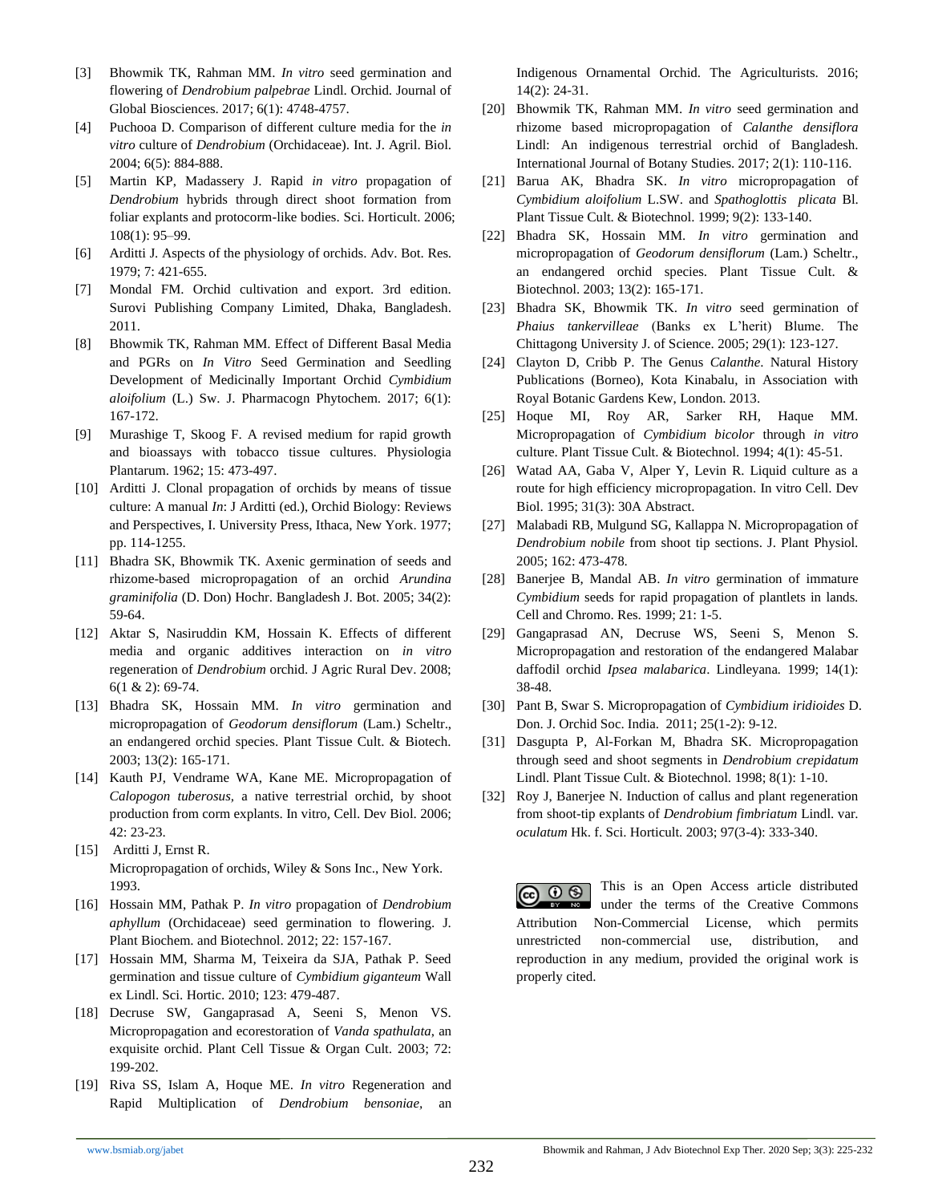[3] Bhowmik TK, Rahman MM. *In vitro* seed germination and flowering of *Dendrobium palpebrae* Lindl. Orchid. Journal of Global Biosciences. 2017; 6(1): 4748-4757.

[4] Puchooa D. Comparison of different culture media for the *in vitro* culture of *Dendrobium* (Orchidaceae). Int. J. Agril. Biol. 2004; 6(5): 884-888.

[5] Martin KP, Madassery J. Rapid *in vitro* propagation of *Dendrobium* hybrids through direct shoot formation from foliar explants and protocorm-like bodies. Sci. Horticult. 2006; 108(1): 95–99.

[6] Arditti J. Aspects of the physiology of orchids. Adv. Bot. Res. 1979; 7: 421-655.

[7] Mondal FM. Orchid cultivation and export. 3rd edition. Surovi Publishing Company Limited, Dhaka, Bangladesh. 2011.

[8] Bhowmik TK, Rahman MM. Effect of Different Basal Media and PGRs on *In Vitro* Seed Germination and Seedling Development of Medicinally Important Orchid *Cymbidium aloifolium* (L.) Sw. J. Pharmacogn Phytochem. 2017; 6(1): 167-172.

[9] Murashige T, Skoog F. A revised medium for rapid growth and bioassays with tobacco tissue cultures. Physiologia Plantarum. 1962; 15: 473-497.

[10] Arditti J. Clonal propagation of orchids by means of tissue culture: A manual *In*: J Arditti (ed.), Orchid Biology: Reviews and Perspectives, I. University Press, Ithaca, New York. 1977; pp. 114-1255.

[11] Bhadra SK, Bhowmik TK. Axenic germination of seeds and rhizome-based micropropagation of an orchid *Arundina graminifolia* (D. Don) Hochr. Bangladesh J. Bot. 2005; 34(2): 59-64.

[12] Aktar S, Nasiruddin KM, Hossain K. Effects of different media and organic additives interaction on *in vitro* regeneration of *Dendrobium* orchid. J Agric Rural Dev. 2008; 6(1 & 2): 69-74.

[13] Bhadra SK, Hossain MM. *In vitro* germination and micropropagation of *Geodorum densiflorum* (Lam.) Scheltr., an endangered orchid species. Plant Tissue Cult. & Biotech. 2003; 13(2): 165-171.

[14] Kauth PJ, Vendrame WA, Kane ME. Micropropagation of *Calopogon tuberosus*, a native terrestrial orchid, by shoot production from corm explants. In vitro, Cell. Dev Biol. 2006; 42: 23-23.

[15] Arditti J, Ernst R. Micropropagation of orchids, Wiley & Sons Inc., New York. 1993.

[16] Hossain MM, Pathak P. *In vitro* propagation of *Dendrobium aphyllum* (Orchidaceae) seed germination to flowering. J. Plant Biochem. and Biotechnol. 2012; 22: 157-167.

[17] Hossain MM, Sharma M, Teixeira da SJA, Pathak P. Seed germination and tissue culture of *Cymbidium giganteum* Wall ex Lindl. Sci. Hortic. 2010; 123: 479-487.

[18] Decruse SW, Gangaprasad A, Seeni S, Menon VS. Micropropagation and ecorestoration of *Vanda spathulata*, an exquisite orchid. Plant Cell Tissue & Organ Cult. 2003; 72: 199-202.

[19] Riva SS, Islam A, Hoque ME. *In vitro* Regeneration and Rapid Multiplication of *Dendrobium bensoniae*, an Indigenous Ornamental Orchid. The Agriculturists. 2016; 14(2): 24-31.

[20] Bhowmik TK, Rahman MM. *In vitro* seed germination and rhizome based micropropagation of *Calanthe densiflora* Lindl: An indigenous terrestrial orchid of Bangladesh. International Journal of Botany Studies. 2017; 2(1): 110-116.

[21] Barua AK, Bhadra SK. *In vitro* micropropagation of *Cymbidium aloifolium* L.SW. and *Spathoglottis plicata* Bl. Plant Tissue Cult. & Biotechnol. 1999; 9(2): 133-140.

[22] Bhadra SK, Hossain MM. *In vitro* germination and micropropagation of *Geodorum densiflorum* (Lam.) Scheltr., an endangered orchid species. Plant Tissue Cult. & Biotechnol. 2003; 13(2): 165-171.

[23] Bhadra SK, Bhowmik TK. *In vitro* seed germination of *Phaius tankervilleae* (Banks ex L'herit) Blume. The Chittagong University J. of Science. 2005; 29(1): 123-127.

[24] Clayton D, Cribb P. The Genus *Calanthe*. Natural History Publications (Borneo), Kota Kinabalu, in Association with Royal Botanic Gardens Kew, London. 2013.

[25] Hoque MI, Roy AR, Sarker RH, Haque MM. Micropropagation of *Cymbidium bicolor* through *in vitro* culture. Plant Tissue Cult. & Biotechnol. 1994; 4(1): 45-51.

[26] Watad AA, Gaba V, Alper Y, Levin R. Liquid culture as a route for high efficiency micropropagation. In vitro Cell. Dev Biol. 1995; 31(3): 30A Abstract.

[27] Malabadi RB, Mulgund SG, Kallappa N. Micropropagation of *Dendrobium nobile* from shoot tip sections. J. Plant Physiol. 2005; 162: 473-478.

[28] Banerjee B, Mandal AB. *In vitro* germination of immature *Cymbidium* seeds for rapid propagation of plantlets in lands. Cell and Chromo. Res. 1999; 21: 1-5.

[29] Gangaprasad AN, Decruse WS, Seeni S, Menon S. Micropropagation and restoration of the endangered Malabar daffodil orchid *Ipsea malabarica*. Lindleyana. 1999; 14(1): 38-48.

[30] Pant B, Swar S. Micropropagation of *Cymbidium iridioides* D. Don. J. Orchid Soc. India. 2011; 25(1-2): 9-12.

[31] Dasgupta P, Al-Forkan M, Bhadra SK. Micropropagation through seed and shoot segments in *Dendrobium crepidatum* Lindl. Plant Tissue Cult. & Biotechnol. 1998; 8(1): 1-10.

[32] Roy J, Banerjee N. Induction of callus and plant regeneration from shoot-tip explants of *Dendrobium fimbriatum* Lindl. var. *oculatum* Hk. f. Sci. Horticult. 2003; 97(3-4): 333-340.

This is an Open Access article distributed under the terms of the Creative Commons Attribution Non-Commercial License, which permits unrestricted non-commercial use, distribution, and reproduction in any medium, provided the original work is properly cited.